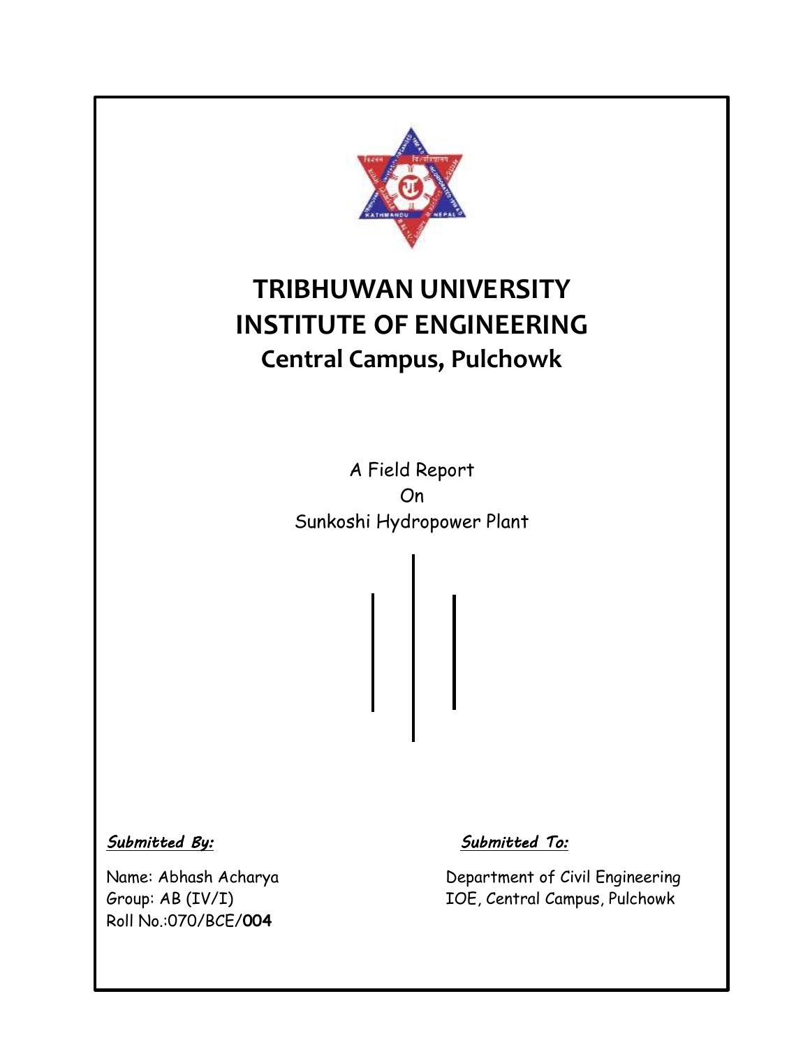# TRIBHUWAN UNIVERSITY
# INSTITUTE OF ENGINEERING
## Central Campus, Pulchowk

A Field Report

On

Sunkoshi Hydropower Plant

***Submitted By:***

Name: Abhash Acharya

Group: AB (IV/I)

Roll No.:070/BCE/**004**

***Submitted To:***

Department of Civil Engineering

IOE, Central Campus, Pulchowk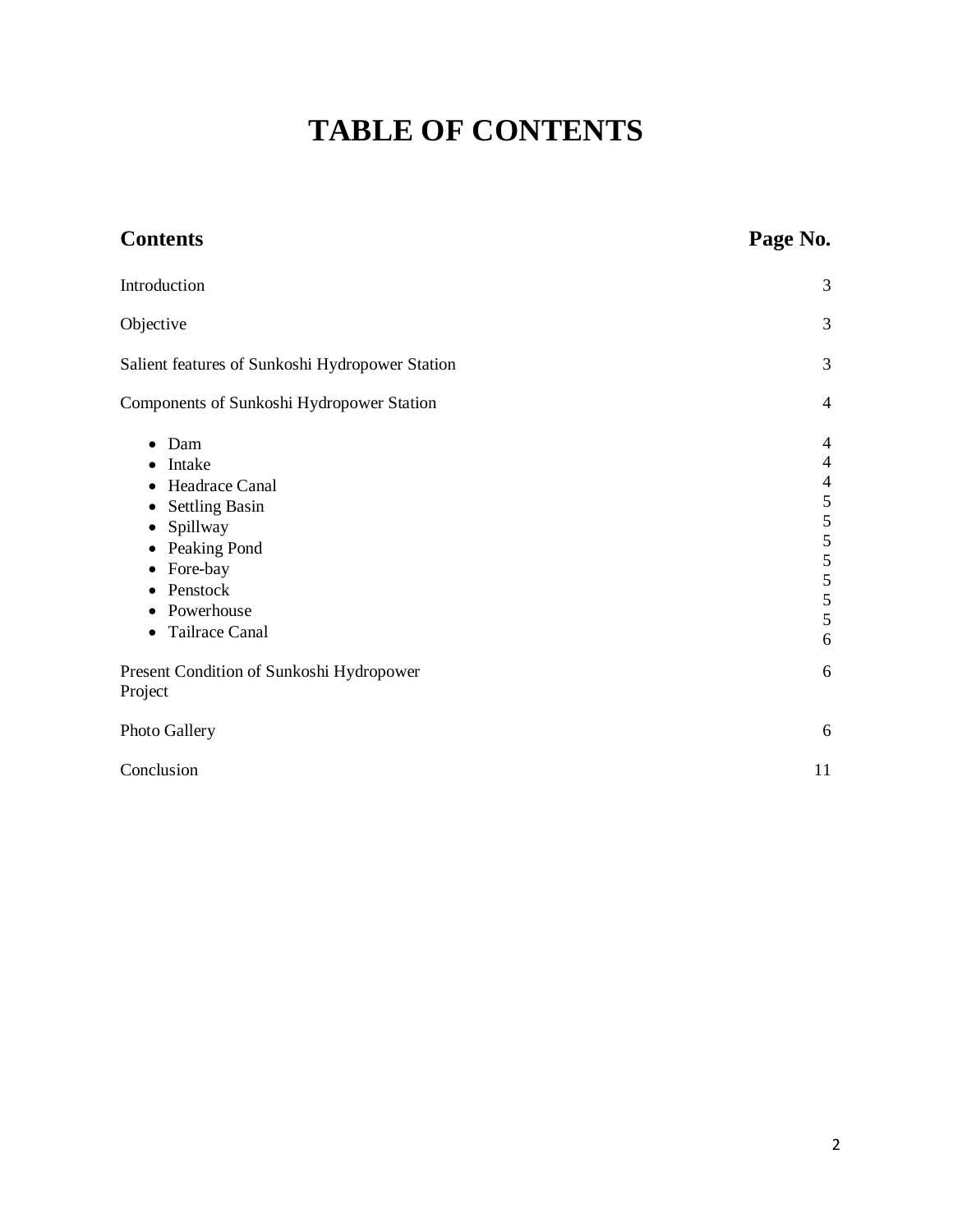# TABLE OF CONTENTS

| Contents | Page No. |
|---|---|
| Introduction | 3 |
| Objective | 3 |
| Salient features of Sunkoshi Hydropower Station | 3 |
| Components of Sunkoshi Hydropower Station | 4 |
| • Dam | 4 |
| • Intake | 4 |
| • Headrace Canal | 4 |
| • Settling Basin | 5 |
| • Spillway | 5 |
| • Peaking Pond | 5 |
| • Fore-bay | 5 |
| • Penstock | 5 |
| • Powerhouse | 5 |
| • Tailrace Canal | 5 |
| | 6 |
| Present Condition of Sunkoshi Hydropower Project | 6 |
| Photo Gallery | 6 |
| Conclusion | 11 |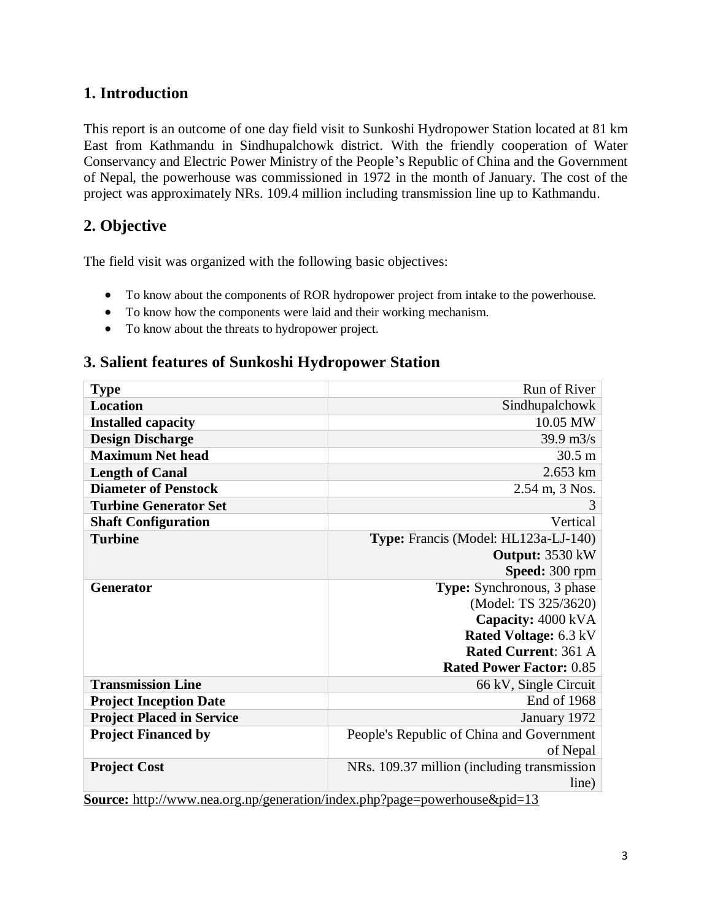## 1. Introduction

This report is an outcome of one day field visit to Sunkoshi Hydropower Station located at 81 km East from Kathmandu in Sindhupalchowk district. With the friendly cooperation of Water Conservancy and Electric Power Ministry of the People's Republic of China and the Government of Nepal, the powerhouse was commissioned in 1972 in the month of January. The cost of the project was approximately NRs. 109.4 million including transmission line up to Kathmandu.

## 2. Objective

The field visit was organized with the following basic objectives:

- To know about the components of ROR hydropower project from intake to the powerhouse.
- To know how the components were laid and their working mechanism.
- To know about the threats to hydropower project.

## 3. Salient features of Sunkoshi Hydropower Station

| | |
|---|---|
| **Type** | Run of River |
| **Location** | Sindhupalchowk |
| **Installed capacity** | 10.05 MW |
| **Design Discharge** | 39.9 m3/s |
| **Maximum Net head** | 30.5 m |
| **Length of Canal** | 2.653 km |
| **Diameter of Penstock** | 2.54 m, 3 Nos. |
| **Turbine Generator Set** | 3 |
| **Shaft Configuration** | Vertical |
| **Turbine** | **Type:** Francis (Model: HL123a-LJ-140)<br>**Output:** 3530 kW<br>**Speed:** 300 rpm |
| **Generator** | **Type:** Synchronous, 3 phase (Model: TS 325/3620)<br>**Capacity:** 4000 kVA<br>**Rated Voltage:** 6.3 kV<br>**Rated Current**: 361 A<br>**Rated Power Factor:** 0.85 |
| **Transmission Line** | 66 kV, Single Circuit |
| **Project Inception Date** | End of 1968 |
| **Project Placed in Service** | January 1972 |
| **Project Financed by** | People's Republic of China and Government of Nepal |
| **Project Cost** | NRs. 109.37 million (including transmission line) |

**Source:** http://www.nea.org.np/generation/index.php?page=powerhouse&pid=13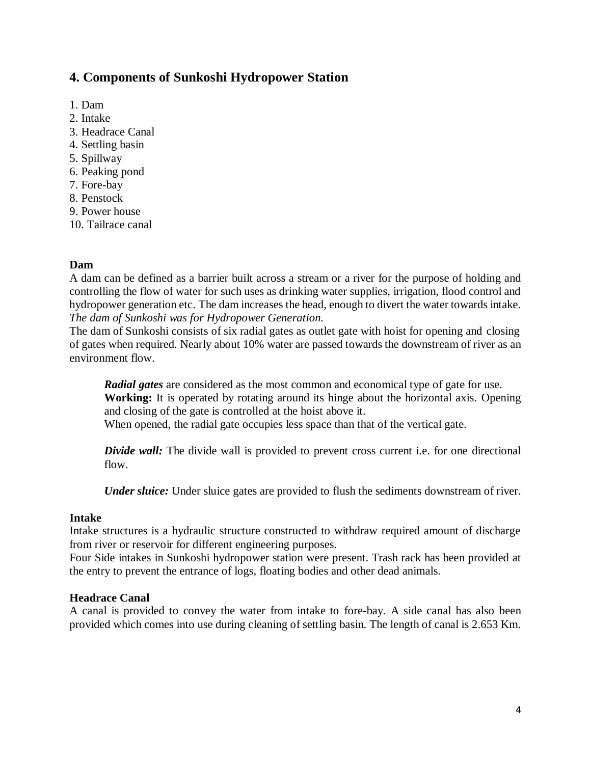## 4. Components of Sunkoshi Hydropower Station

1. Dam
2. Intake
3. Headrace Canal
4. Settling basin
5. Spillway
6. Peaking pond
7. Fore-bay
8. Penstock
9. Power house
10. Tailrace canal

### Dam

A dam can be defined as a barrier built across a stream or a river for the purpose of holding and controlling the flow of water for such uses as drinking water supplies, irrigation, flood control and hydropower generation etc. The dam increases the head, enough to divert the water towards intake. *The dam of Sunkoshi was for Hydropower Generation.*
The dam of Sunkoshi consists of six radial gates as outlet gate with hoist for opening and closing of gates when required. Nearly about 10% water are passed towards the downstream of river as an environment flow.

> ***Radial gates*** are considered as the most common and economical type of gate for use.
> **Working:** It is operated by rotating around its hinge about the horizontal axis. Opening and closing of the gate is controlled at the hoist above it.
> When opened, the radial gate occupies less space than that of the vertical gate.
>
> ***Divide wall:*** The divide wall is provided to prevent cross current i.e. for one directional flow.
>
> ***Under sluice:*** Under sluice gates are provided to flush the sediments downstream of river.

### Intake

Intake structures is a hydraulic structure constructed to withdraw required amount of discharge from river or reservoir for different engineering purposes.
Four Side intakes in Sunkoshi hydropower station were present. Trash rack has been provided at the entry to prevent the entrance of logs, floating bodies and other dead animals.

### Headrace Canal

A canal is provided to convey the water from intake to fore-bay. A side canal has also been provided which comes into use during cleaning of settling basin. The length of canal is 2.653 Km.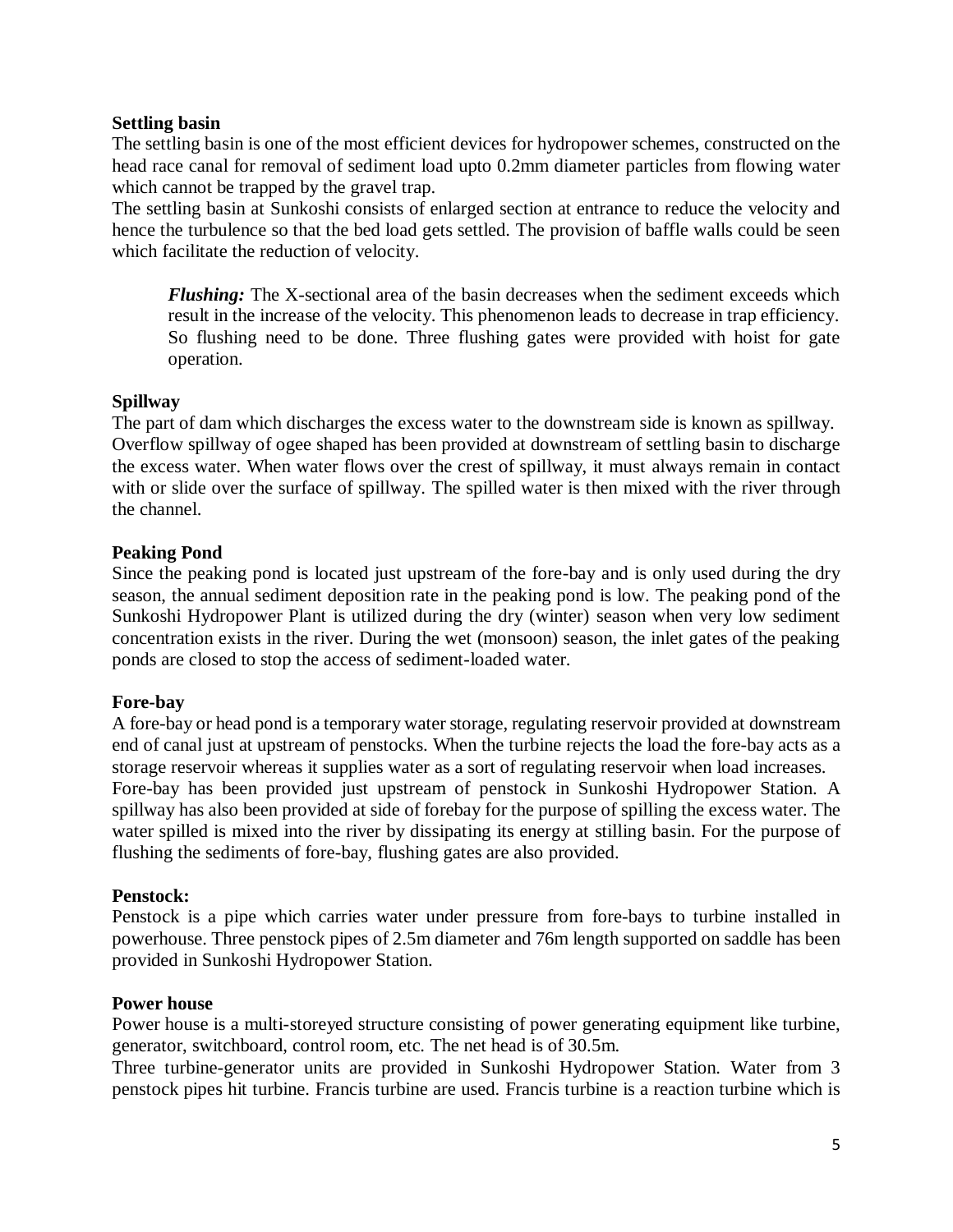**Settling basin**

The settling basin is one of the most efficient devices for hydropower schemes, constructed on the head race canal for removal of sediment load upto 0.2mm diameter particles from flowing water which cannot be trapped by the gravel trap.

The settling basin at Sunkoshi consists of enlarged section at entrance to reduce the velocity and hence the turbulence so that the bed load gets settled. The provision of baffle walls could be seen which facilitate the reduction of velocity.

> ***Flushing:*** The X-sectional area of the basin decreases when the sediment exceeds which result in the increase of the velocity. This phenomenon leads to decrease in trap efficiency. So flushing need to be done. Three flushing gates were provided with hoist for gate operation.

**Spillway**

The part of dam which discharges the excess water to the downstream side is known as spillway. Overflow spillway of ogee shaped has been provided at downstream of settling basin to discharge the excess water. When water flows over the crest of spillway, it must always remain in contact with or slide over the surface of spillway. The spilled water is then mixed with the river through the channel.

**Peaking Pond**

Since the peaking pond is located just upstream of the fore-bay and is only used during the dry season, the annual sediment deposition rate in the peaking pond is low. The peaking pond of the Sunkoshi Hydropower Plant is utilized during the dry (winter) season when very low sediment concentration exists in the river. During the wet (monsoon) season, the inlet gates of the peaking ponds are closed to stop the access of sediment-loaded water.

**Fore-bay**

A fore-bay or head pond is a temporary water storage, regulating reservoir provided at downstream end of canal just at upstream of penstocks. When the turbine rejects the load the fore-bay acts as a storage reservoir whereas it supplies water as a sort of regulating reservoir when load increases.

Fore-bay has been provided just upstream of penstock in Sunkoshi Hydropower Station. A spillway has also been provided at side of forebay for the purpose of spilling the excess water. The water spilled is mixed into the river by dissipating its energy at stilling basin. For the purpose of flushing the sediments of fore-bay, flushing gates are also provided.

**Penstock:**

Penstock is a pipe which carries water under pressure from fore-bays to turbine installed in powerhouse. Three penstock pipes of 2.5m diameter and 76m length supported on saddle has been provided in Sunkoshi Hydropower Station.

**Power house**

Power house is a multi-storeyed structure consisting of power generating equipment like turbine, generator, switchboard, control room, etc. The net head is of 30.5m.

Three turbine-generator units are provided in Sunkoshi Hydropower Station. Water from 3 penstock pipes hit turbine. Francis turbine are used. Francis turbine is a reaction turbine which is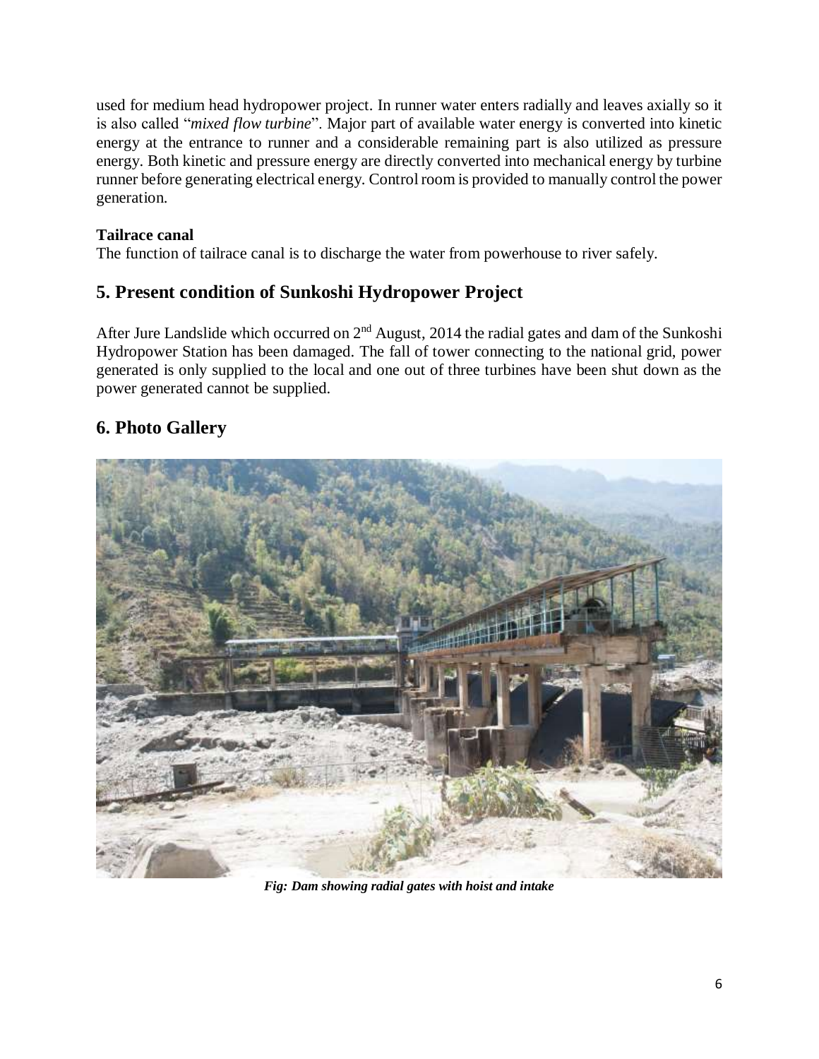used for medium head hydropower project. In runner water enters radially and leaves axially so it is also called "*mixed flow turbine*". Major part of available water energy is converted into kinetic energy at the entrance to runner and a considerable remaining part is also utilized as pressure energy. Both kinetic and pressure energy are directly converted into mechanical energy by turbine runner before generating electrical energy. Control room is provided to manually control the power generation.

**Tailrace canal**

The function of tailrace canal is to discharge the water from powerhouse to river safely.

## 5. Present condition of Sunkoshi Hydropower Project

After Jure Landslide which occurred on 2nd August, 2014 the radial gates and dam of the Sunkoshi Hydropower Station has been damaged. The fall of tower connecting to the national grid, power generated is only supplied to the local and one out of three turbines have been shut down as the power generated cannot be supplied.

## 6. Photo Gallery

***Fig: Dam showing radial gates with hoist and intake***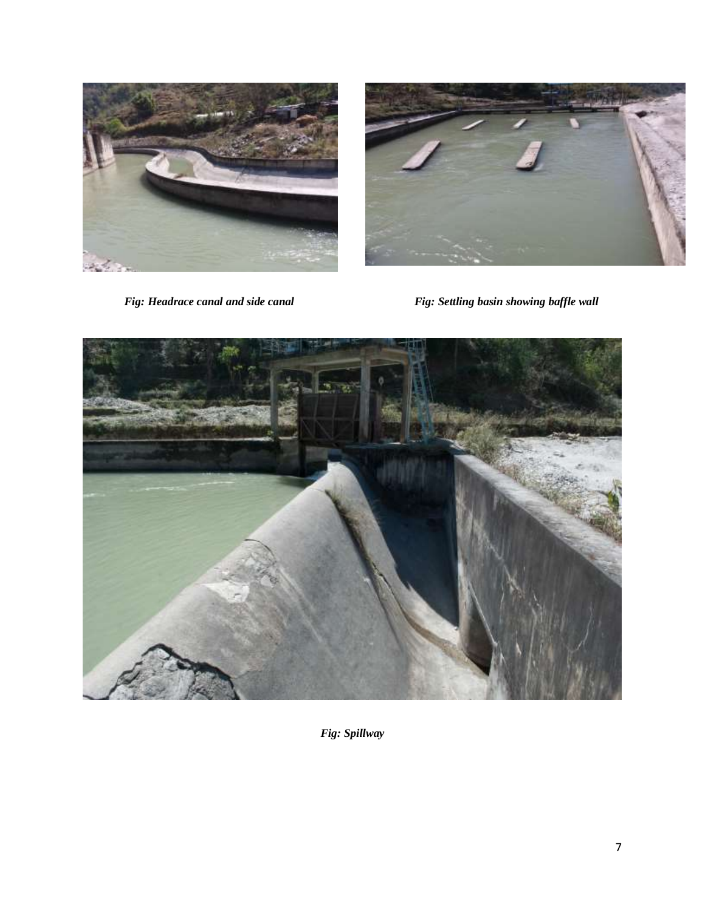*Fig: Headrace canal and side canal*

*Fig: Settling basin showing baffle wall*

*Fig: Spillway*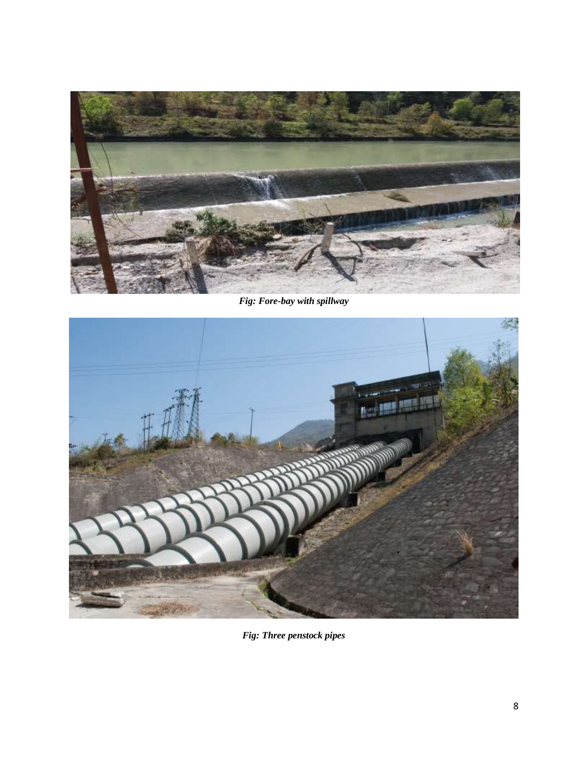*Fig: Fore-bay with spillway*

*Fig: Three penstock pipes*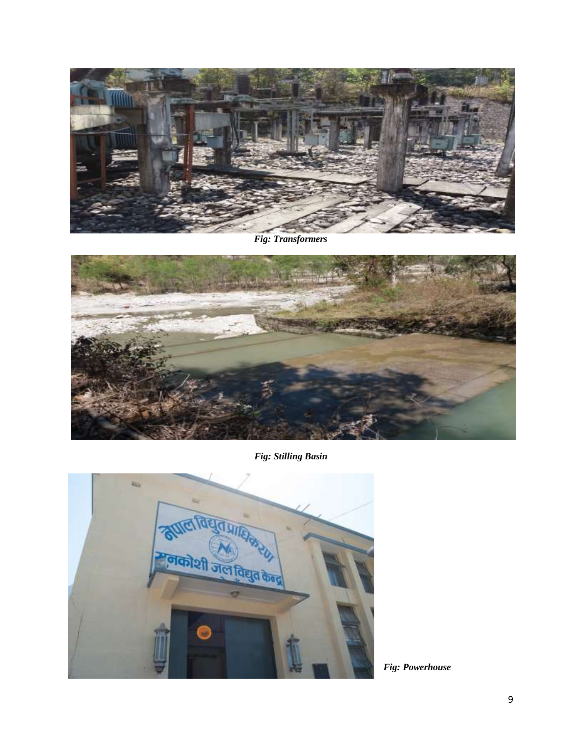*Fig: Transformers*

*Fig: Stilling Basin*

*Fig: Powerhouse*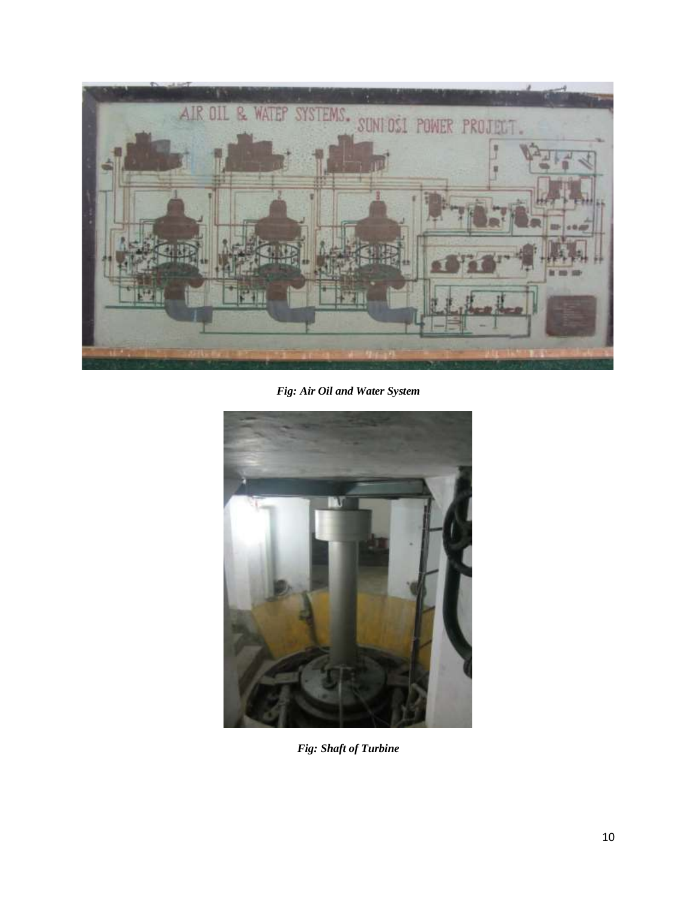*Fig: Air Oil and Water System*

*Fig: Shaft of Turbine*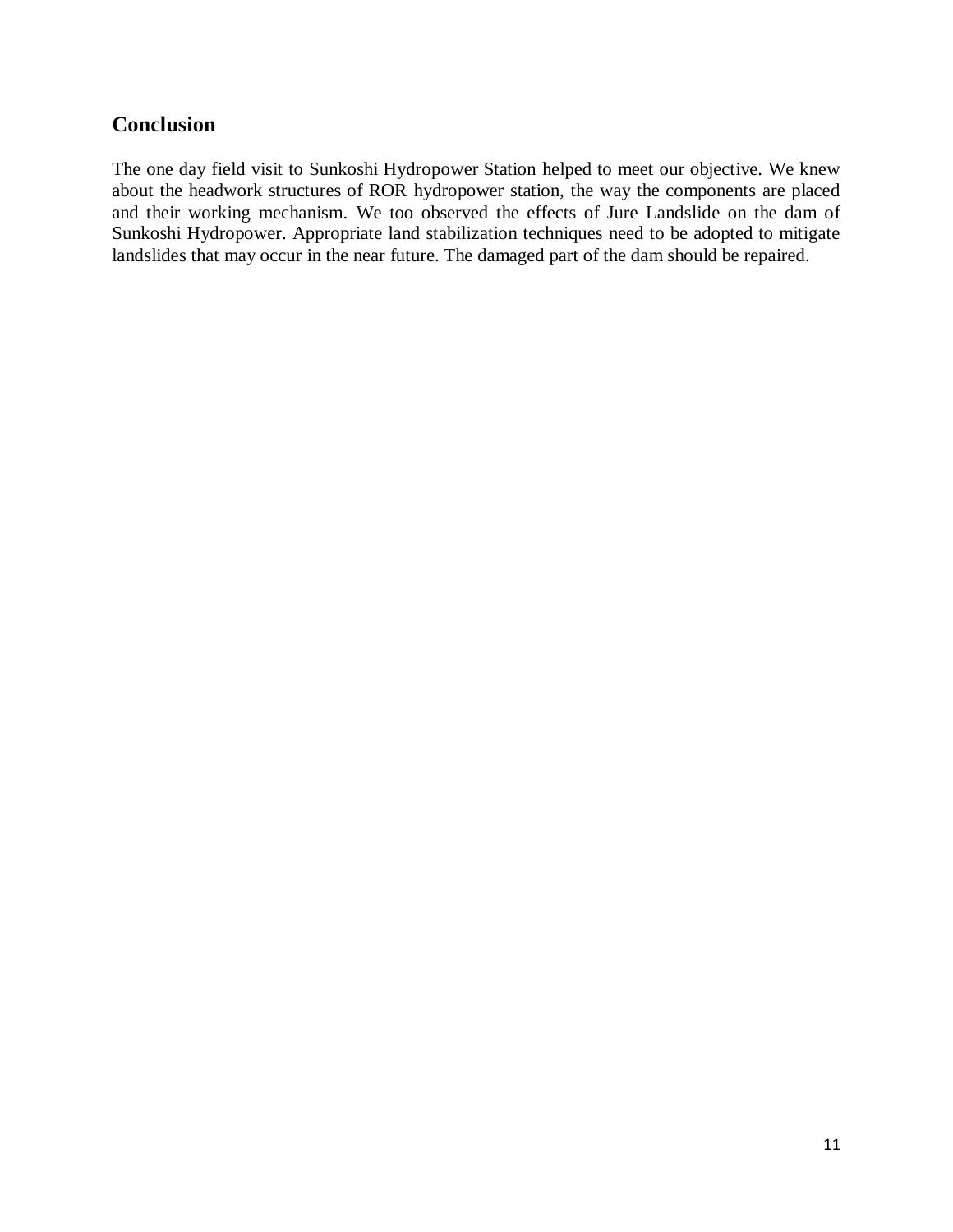## Conclusion

The one day field visit to Sunkoshi Hydropower Station helped to meet our objective. We knew about the headwork structures of ROR hydropower station, the way the components are placed and their working mechanism. We too observed the effects of Jure Landslide on the dam of Sunkoshi Hydropower. Appropriate land stabilization techniques need to be adopted to mitigate landslides that may occur in the near future. The damaged part of the dam should be repaired.